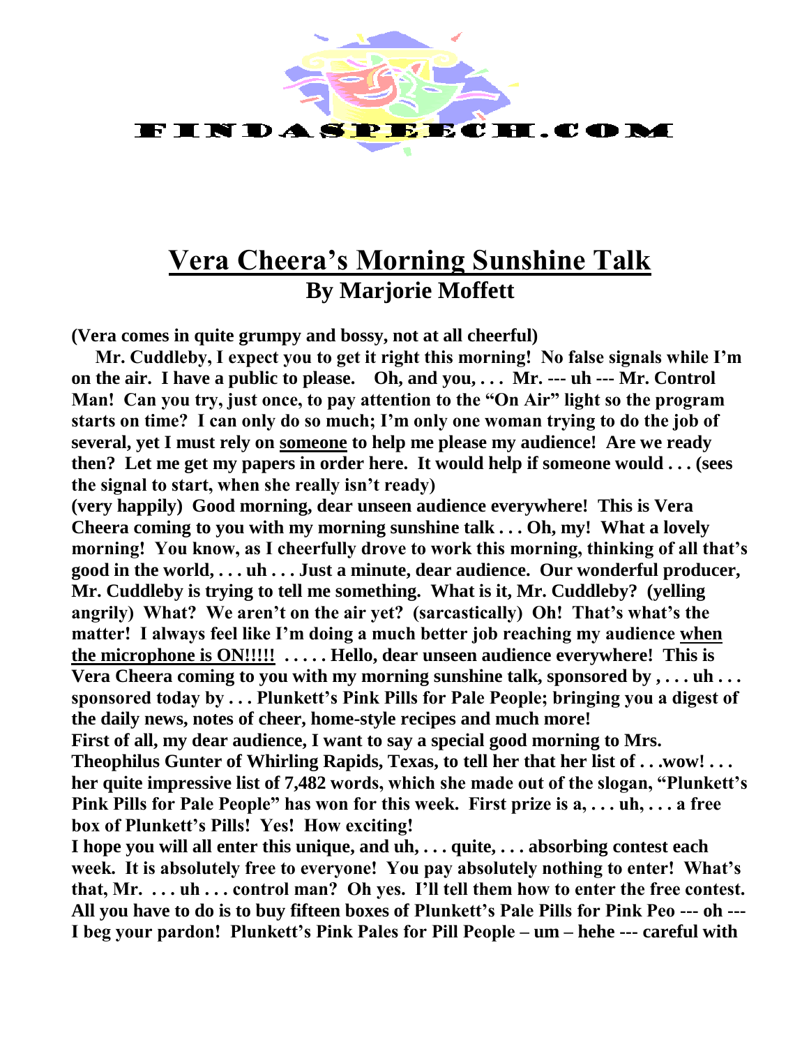# Vera Cheera's Morning Sunshine Talk

## By Marjorie Moffett

**(Vera comes in quite grumpy and bossy, not at all cheerful)**

**Mr. Cuddleby, I expect you to get it right this morning! No false signals while I'm on the air. I have a public to please. Oh, and you, . . . Mr. --- uh --- Mr. Control Man! Can you try, just once, to pay attention to the "On Air" light so the program starts on time? I can only do so much; I'm only one woman trying to do the job of several, yet I must rely on <u>someone</u> to help me please my audience! Are we ready then? Let me get my papers in order here. It would help if someone would . . . (sees the signal to start, when she really isn't ready)**

**(very happily) Good morning, dear unseen audience everywhere! This is Vera Cheera coming to you with my morning sunshine talk . . . Oh, my! What a lovely morning! You know, as I cheerfully drove to work this morning, thinking of all that's good in the world, . . . uh . . . Just a minute, dear audience. Our wonderful producer, Mr. Cuddleby is trying to tell me something. What is it, Mr. Cuddleby? (yelling angrily) What? We aren't on the air yet? (sarcastically) Oh! That's what's the matter! I always feel like I'm doing a much better job reaching my audience <u>when the microphone is ON!!!!!</u> . . . . . Hello, dear unseen audience everywhere! This is Vera Cheera coming to you with my morning sunshine talk, sponsored by , . . . uh . . . sponsored today by . . . Plunkett's Pink Pills for Pale People; bringing you a digest of the daily news, notes of cheer, home-style recipes and much more!**

**First of all, my dear audience, I want to say a special good morning to Mrs. Theophilus Gunter of Whirling Rapids, Texas, to tell her that her list of . . .wow! . . . her quite impressive list of 7,482 words, which she made out of the slogan, "Plunkett's Pink Pills for Pale People" has won for this week. First prize is a, . . . uh, . . . a free box of Plunkett's Pills! Yes! How exciting!**

**I hope you will all enter this unique, and uh, . . . quite, . . . absorbing contest each week. It is absolutely free to everyone! You pay absolutely nothing to enter! What's that, Mr. . . . uh . . . control man? Oh yes. I'll tell them how to enter the free contest. All you have to do is to buy fifteen boxes of Plunkett's Pale Pills for Pink Peo --- oh --- I beg your pardon! Plunkett's Pink Pales for Pill People – um – hehe --- careful with**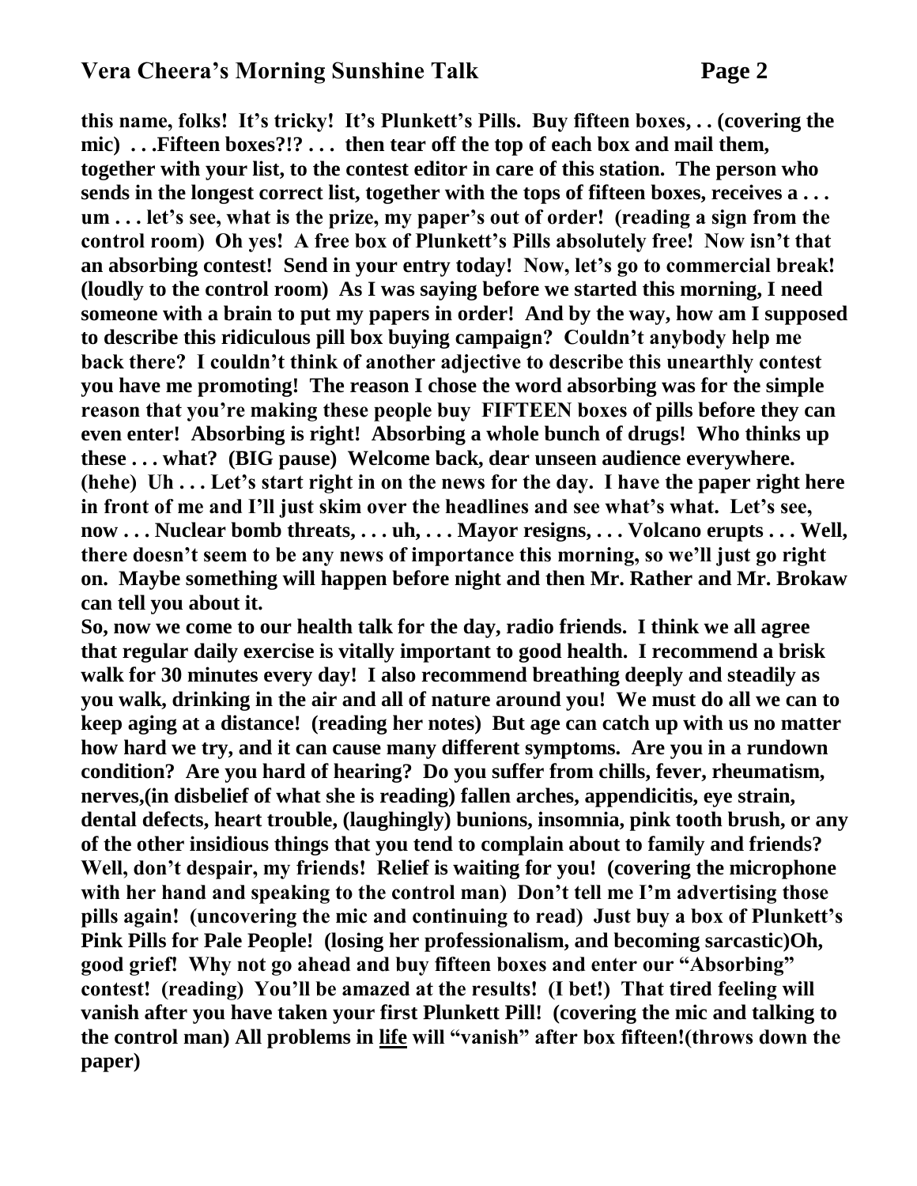**this name, folks! It's tricky! It's Plunkett's Pills. Buy fifteen boxes, . . (covering the mic) . . .Fifteen boxes?!? . . . then tear off the top of each box and mail them, together with your list, to the contest editor in care of this station. The person who sends in the longest correct list, together with the tops of fifteen boxes, receives a . . . um . . . let's see, what is the prize, my paper's out of order! (reading a sign from the control room) Oh yes! A free box of Plunkett's Pills absolutely free! Now isn't that an absorbing contest! Send in your entry today! Now, let's go to commercial break! (loudly to the control room) As I was saying before we started this morning, I need someone with a brain to put my papers in order! And by the way, how am I supposed to describe this ridiculous pill box buying campaign? Couldn't anybody help me back there? I couldn't think of another adjective to describe this unearthly contest you have me promoting! The reason I chose the word absorbing was for the simple reason that you're making these people buy FIFTEEN boxes of pills before they can even enter! Absorbing is right! Absorbing a whole bunch of drugs! Who thinks up these . . . what? (BIG pause) Welcome back, dear unseen audience everywhere. (hehe) Uh . . . Let's start right in on the news for the day. I have the paper right here in front of me and I'll just skim over the headlines and see what's what. Let's see, now . . . Nuclear bomb threats, . . . uh, . . . Mayor resigns, . . . Volcano erupts . . . Well, there doesn't seem to be any news of importance this morning, so we'll just go right on. Maybe something will happen before night and then Mr. Rather and Mr. Brokaw can tell you about it.**

**So, now we come to our health talk for the day, radio friends. I think we all agree that regular daily exercise is vitally important to good health. I recommend a brisk walk for 30 minutes every day! I also recommend breathing deeply and steadily as you walk, drinking in the air and all of nature around you! We must do all we can to keep aging at a distance! (reading her notes) But age can catch up with us no matter how hard we try, and it can cause many different symptoms. Are you in a rundown condition? Are you hard of hearing? Do you suffer from chills, fever, rheumatism, nerves,(in disbelief of what she is reading) fallen arches, appendicitis, eye strain, dental defects, heart trouble, (laughingly) bunions, insomnia, pink tooth brush, or any of the other insidious things that you tend to complain about to family and friends? Well, don't despair, my friends! Relief is waiting for you! (covering the microphone with her hand and speaking to the control man) Don't tell me I'm advertising those pills again! (uncovering the mic and continuing to read) Just buy a box of Plunkett's Pink Pills for Pale People! (losing her professionalism, and becoming sarcastic)Oh, good grief! Why not go ahead and buy fifteen boxes and enter our "Absorbing" contest! (reading) You'll be amazed at the results! (I bet!) That tired feeling will vanish after you have taken your first Plunkett Pill! (covering the mic and talking to the control man) All problems in <u>life</u> will "vanish" after box fifteen!(throws down the paper)**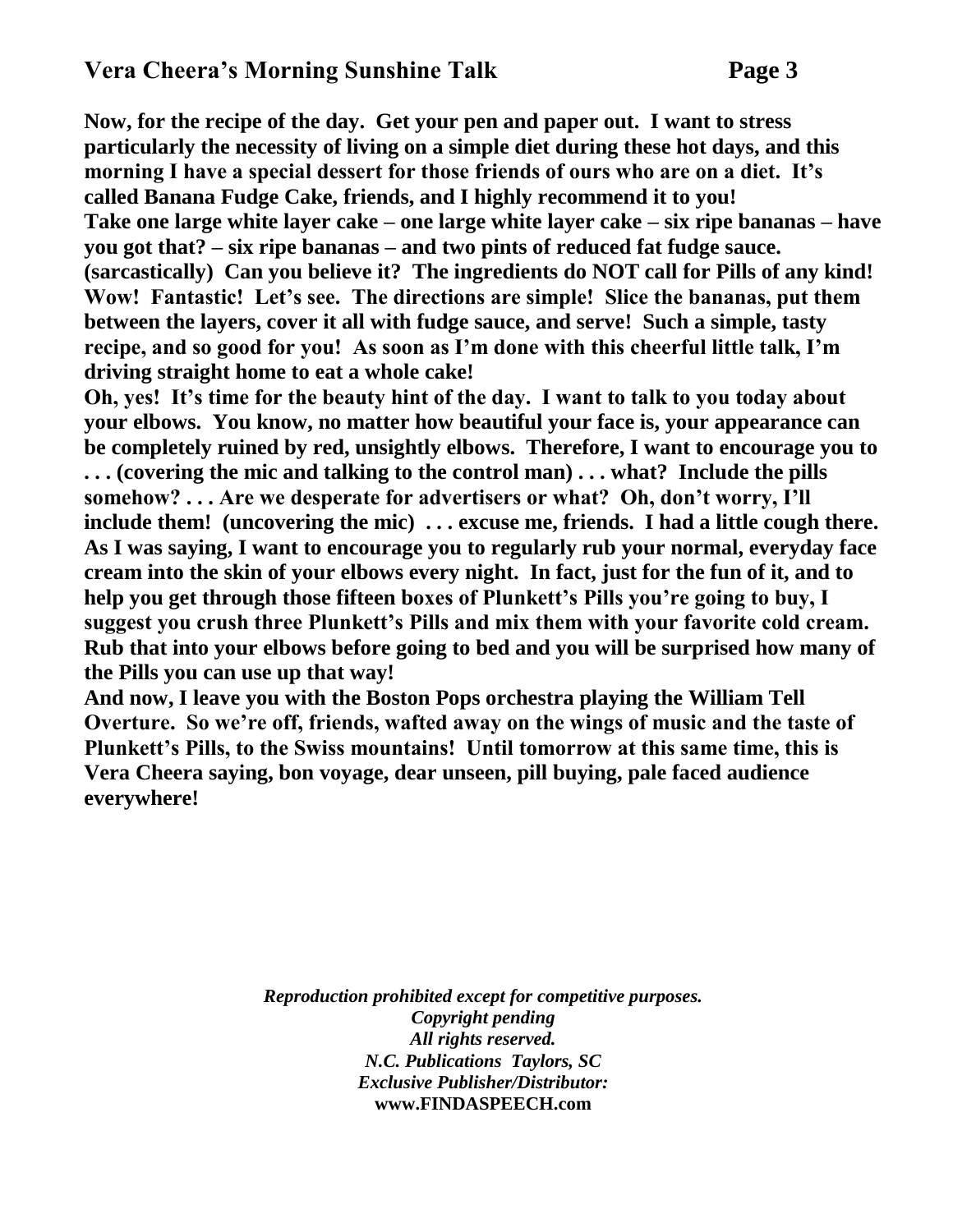**Now, for the recipe of the day. Get your pen and paper out. I want to stress particularly the necessity of living on a simple diet during these hot days, and this morning I have a special dessert for those friends of ours who are on a diet. It's called Banana Fudge Cake, friends, and I highly recommend it to you!**

**Take one large white layer cake – one large white layer cake – six ripe bananas – have you got that? – six ripe bananas – and two pints of reduced fat fudge sauce. (sarcastically) Can you believe it? The ingredients do NOT call for Pills of any kind! Wow! Fantastic! Let's see. The directions are simple! Slice the bananas, put them between the layers, cover it all with fudge sauce, and serve! Such a simple, tasty recipe, and so good for you! As soon as I'm done with this cheerful little talk, I'm driving straight home to eat a whole cake!**

**Oh, yes! It's time for the beauty hint of the day. I want to talk to you today about your elbows. You know, no matter how beautiful your face is, your appearance can be completely ruined by red, unsightly elbows. Therefore, I want to encourage you to . . . (covering the mic and talking to the control man) . . . what? Include the pills somehow? . . . Are we desperate for advertisers or what? Oh, don't worry, I'll include them! (uncovering the mic) . . . excuse me, friends. I had a little cough there. As I was saying, I want to encourage you to regularly rub your normal, everyday face cream into the skin of your elbows every night. In fact, just for the fun of it, and to help you get through those fifteen boxes of Plunkett's Pills you're going to buy, I suggest you crush three Plunkett's Pills and mix them with your favorite cold cream. Rub that into your elbows before going to bed and you will be surprised how many of the Pills you can use up that way!**

**And now, I leave you with the Boston Pops orchestra playing the William Tell Overture. So we're off, friends, wafted away on the wings of music and the taste of Plunkett's Pills, to the Swiss mountains! Until tomorrow at this same time, this is Vera Cheera saying, bon voyage, dear unseen, pill buying, pale faced audience everywhere!**

***Reproduction prohibited except for competitive purposes.***
***Copyright pending***
***All rights reserved.***
***N.C. Publications Taylors, SC***
***Exclusive Publisher/Distributor:***
**www.FINDASPEECH.com**